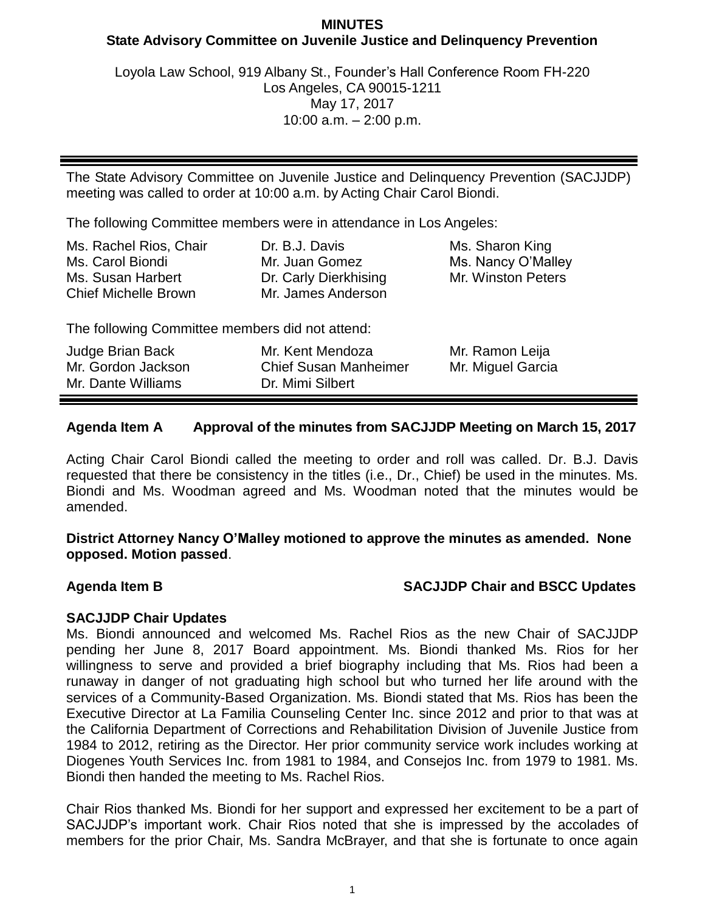# MINUTES

## State Advisory Committee on Juvenile Justice and Delinquency Prevention

Loyola Law School, 919 Albany St., Founder's Hall Conference Room FH-220
Los Angeles, CA 90015-1211
May 17, 2017
10:00 a.m. – 2:00 p.m.

---

The State Advisory Committee on Juvenile Justice and Delinquency Prevention (SACJJDP) meeting was called to order at 10:00 a.m. by Acting Chair Carol Biondi.

The following Committee members were in attendance in Los Angeles:

| | | |
|---|---|---|
| Ms. Rachel Rios, Chair | Dr. B.J. Davis | Ms. Sharon King |
| Ms. Carol Biondi | Mr. Juan Gomez | Ms. Nancy O'Malley |
| Ms. Susan Harbert | Dr. Carly Dierkhising | Mr. Winston Peters |
| Chief Michelle Brown | Mr. James Anderson | |

The following Committee members did not attend:

| | | |
|---|---|---|
| Judge Brian Back | Mr. Kent Mendoza | Mr. Ramon Leija |
| Mr. Gordon Jackson | Chief Susan Manheimer | Mr. Miguel Garcia |
| Mr. Dante Williams | Dr. Mimi Silbert | |

---

### Agenda Item A Approval of the minutes from SACJJDP Meeting on March 15, 2017

Acting Chair Carol Biondi called the meeting to order and roll was called. Dr. B.J. Davis requested that there be consistency in the titles (i.e., Dr., Chief) be used in the minutes. Ms. Biondi and Ms. Woodman agreed and Ms. Woodman noted that the minutes would be amended.

**District Attorney Nancy O'Malley motioned to approve the minutes as amended. None opposed. Motion passed**.

### Agenda Item B SACJJDP Chair and BSCC Updates

**SACJJDP Chair Updates**

Ms. Biondi announced and welcomed Ms. Rachel Rios as the new Chair of SACJJDP pending her June 8, 2017 Board appointment. Ms. Biondi thanked Ms. Rios for her willingness to serve and provided a brief biography including that Ms. Rios had been a runaway in danger of not graduating high school but who turned her life around with the services of a Community-Based Organization. Ms. Biondi stated that Ms. Rios has been the Executive Director at La Familia Counseling Center Inc. since 2012 and prior to that was at the California Department of Corrections and Rehabilitation Division of Juvenile Justice from 1984 to 2012, retiring as the Director. Her prior community service work includes working at Diogenes Youth Services Inc. from 1981 to 1984, and Consejos Inc. from 1979 to 1981. Ms. Biondi then handed the meeting to Ms. Rachel Rios.

Chair Rios thanked Ms. Biondi for her support and expressed her excitement to be a part of SACJJDP's important work. Chair Rios noted that she is impressed by the accolades of members for the prior Chair, Ms. Sandra McBrayer, and that she is fortunate to once again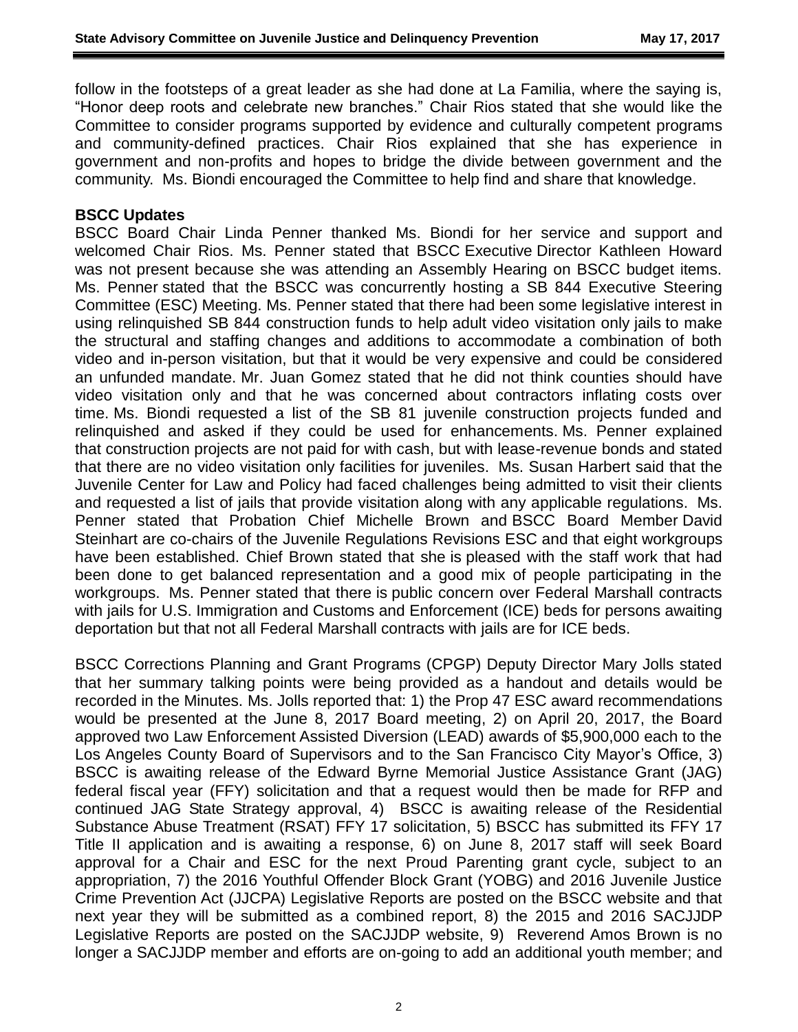follow in the footsteps of a great leader as she had done at La Familia, where the saying is, "Honor deep roots and celebrate new branches." Chair Rios stated that she would like the Committee to consider programs supported by evidence and culturally competent programs and community-defined practices. Chair Rios explained that she has experience in government and non-profits and hopes to bridge the divide between government and the community. Ms. Biondi encouraged the Committee to help find and share that knowledge.

**BSCC Updates**

BSCC Board Chair Linda Penner thanked Ms. Biondi for her service and support and welcomed Chair Rios. Ms. Penner stated that BSCC Executive Director Kathleen Howard was not present because she was attending an Assembly Hearing on BSCC budget items. Ms. Penner stated that the BSCC was concurrently hosting a SB 844 Executive Steering Committee (ESC) Meeting. Ms. Penner stated that there had been some legislative interest in using relinquished SB 844 construction funds to help adult video visitation only jails to make the structural and staffing changes and additions to accommodate a combination of both video and in-person visitation, but that it would be very expensive and could be considered an unfunded mandate. Mr. Juan Gomez stated that he did not think counties should have video visitation only and that he was concerned about contractors inflating costs over time. Ms. Biondi requested a list of the SB 81 juvenile construction projects funded and relinquished and asked if they could be used for enhancements. Ms. Penner explained that construction projects are not paid for with cash, but with lease-revenue bonds and stated that there are no video visitation only facilities for juveniles. Ms. Susan Harbert said that the Juvenile Center for Law and Policy had faced challenges being admitted to visit their clients and requested a list of jails that provide visitation along with any applicable regulations. Ms. Penner stated that Probation Chief Michelle Brown and BSCC Board Member David Steinhart are co-chairs of the Juvenile Regulations Revisions ESC and that eight workgroups have been established. Chief Brown stated that she is pleased with the staff work that had been done to get balanced representation and a good mix of people participating in the workgroups. Ms. Penner stated that there is public concern over Federal Marshall contracts with jails for U.S. Immigration and Customs and Enforcement (ICE) beds for persons awaiting deportation but that not all Federal Marshall contracts with jails are for ICE beds.

BSCC Corrections Planning and Grant Programs (CPGP) Deputy Director Mary Jolls stated that her summary talking points were being provided as a handout and details would be recorded in the Minutes. Ms. Jolls reported that: 1) the Prop 47 ESC award recommendations would be presented at the June 8, 2017 Board meeting, 2) on April 20, 2017, the Board approved two Law Enforcement Assisted Diversion (LEAD) awards of $5,900,000 each to the Los Angeles County Board of Supervisors and to the San Francisco City Mayor's Office, 3) BSCC is awaiting release of the Edward Byrne Memorial Justice Assistance Grant (JAG) federal fiscal year (FFY) solicitation and that a request would then be made for RFP and continued JAG State Strategy approval, 4) BSCC is awaiting release of the Residential Substance Abuse Treatment (RSAT) FFY 17 solicitation, 5) BSCC has submitted its FFY 17 Title II application and is awaiting a response, 6) on June 8, 2017 staff will seek Board approval for a Chair and ESC for the next Proud Parenting grant cycle, subject to an appropriation, 7) the 2016 Youthful Offender Block Grant (YOBG) and 2016 Juvenile Justice Crime Prevention Act (JJCPA) Legislative Reports are posted on the BSCC website and that next year they will be submitted as a combined report, 8) the 2015 and 2016 SACJJDP Legislative Reports are posted on the SACJJDP website, 9) Reverend Amos Brown is no longer a SACJJDP member and efforts are on-going to add an additional youth member; and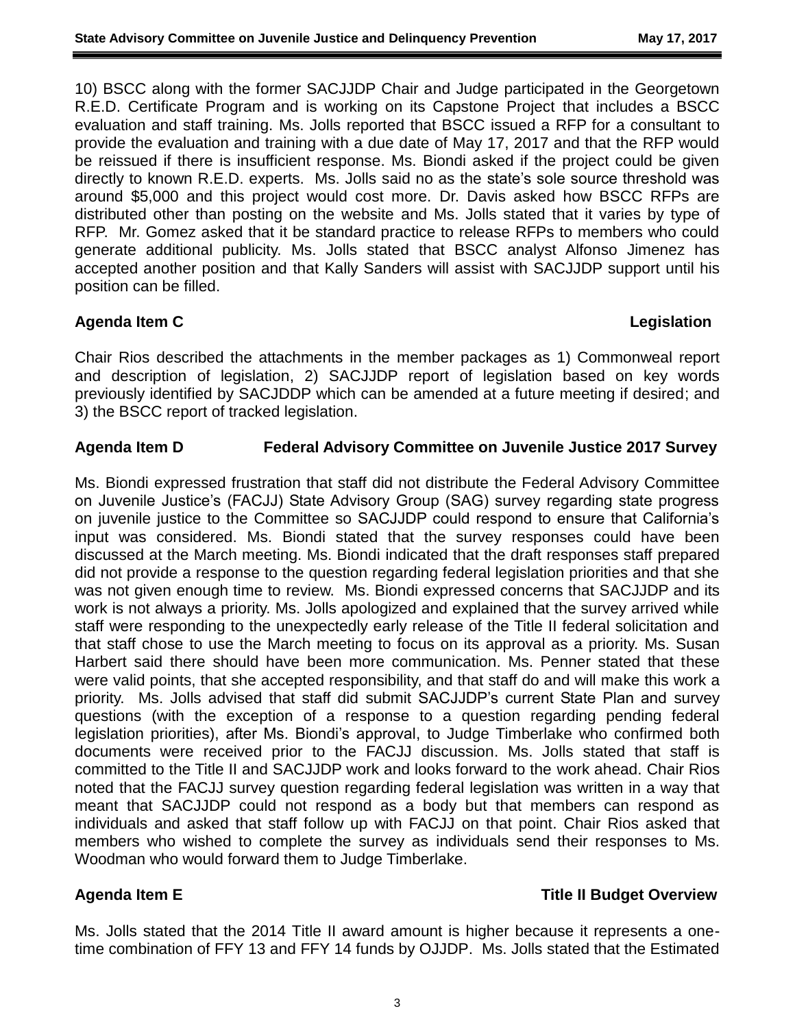10) BSCC along with the former SACJJDP Chair and Judge participated in the Georgetown R.E.D. Certificate Program and is working on its Capstone Project that includes a BSCC evaluation and staff training. Ms. Jolls reported that BSCC issued a RFP for a consultant to provide the evaluation and training with a due date of May 17, 2017 and that the RFP would be reissued if there is insufficient response. Ms. Biondi asked if the project could be given directly to known R.E.D. experts. Ms. Jolls said no as the state's sole source threshold was around $5,000 and this project would cost more. Dr. Davis asked how BSCC RFPs are distributed other than posting on the website and Ms. Jolls stated that it varies by type of RFP. Mr. Gomez asked that it be standard practice to release RFPs to members who could generate additional publicity. Ms. Jolls stated that BSCC analyst Alfonso Jimenez has accepted another position and that Kally Sanders will assist with SACJJDP support until his position can be filled.

## Agenda Item C — Legislation

Chair Rios described the attachments in the member packages as 1) Commonweal report and description of legislation, 2) SACJJDP report of legislation based on key words previously identified by SACJDDP which can be amended at a future meeting if desired; and 3) the BSCC report of tracked legislation.

## Agenda Item D — Federal Advisory Committee on Juvenile Justice 2017 Survey

Ms. Biondi expressed frustration that staff did not distribute the Federal Advisory Committee on Juvenile Justice's (FACJJ) State Advisory Group (SAG) survey regarding state progress on juvenile justice to the Committee so SACJJDP could respond to ensure that California's input was considered. Ms. Biondi stated that the survey responses could have been discussed at the March meeting. Ms. Biondi indicated that the draft responses staff prepared did not provide a response to the question regarding federal legislation priorities and that she was not given enough time to review. Ms. Biondi expressed concerns that SACJJDP and its work is not always a priority. Ms. Jolls apologized and explained that the survey arrived while staff were responding to the unexpectedly early release of the Title II federal solicitation and that staff chose to use the March meeting to focus on its approval as a priority. Ms. Susan Harbert said there should have been more communication. Ms. Penner stated that these were valid points, that she accepted responsibility, and that staff do and will make this work a priority. Ms. Jolls advised that staff did submit SACJJDP's current State Plan and survey questions (with the exception of a response to a question regarding pending federal legislation priorities), after Ms. Biondi's approval, to Judge Timberlake who confirmed both documents were received prior to the FACJJ discussion. Ms. Jolls stated that staff is committed to the Title II and SACJJDP work and looks forward to the work ahead. Chair Rios noted that the FACJJ survey question regarding federal legislation was written in a way that meant that SACJJDP could not respond as a body but that members can respond as individuals and asked that staff follow up with FACJJ on that point. Chair Rios asked that members who wished to complete the survey as individuals send their responses to Ms. Woodman who would forward them to Judge Timberlake.

## Agenda Item E — Title II Budget Overview

Ms. Jolls stated that the 2014 Title II award amount is higher because it represents a one-time combination of FFY 13 and FFY 14 funds by OJJDP. Ms. Jolls stated that the Estimated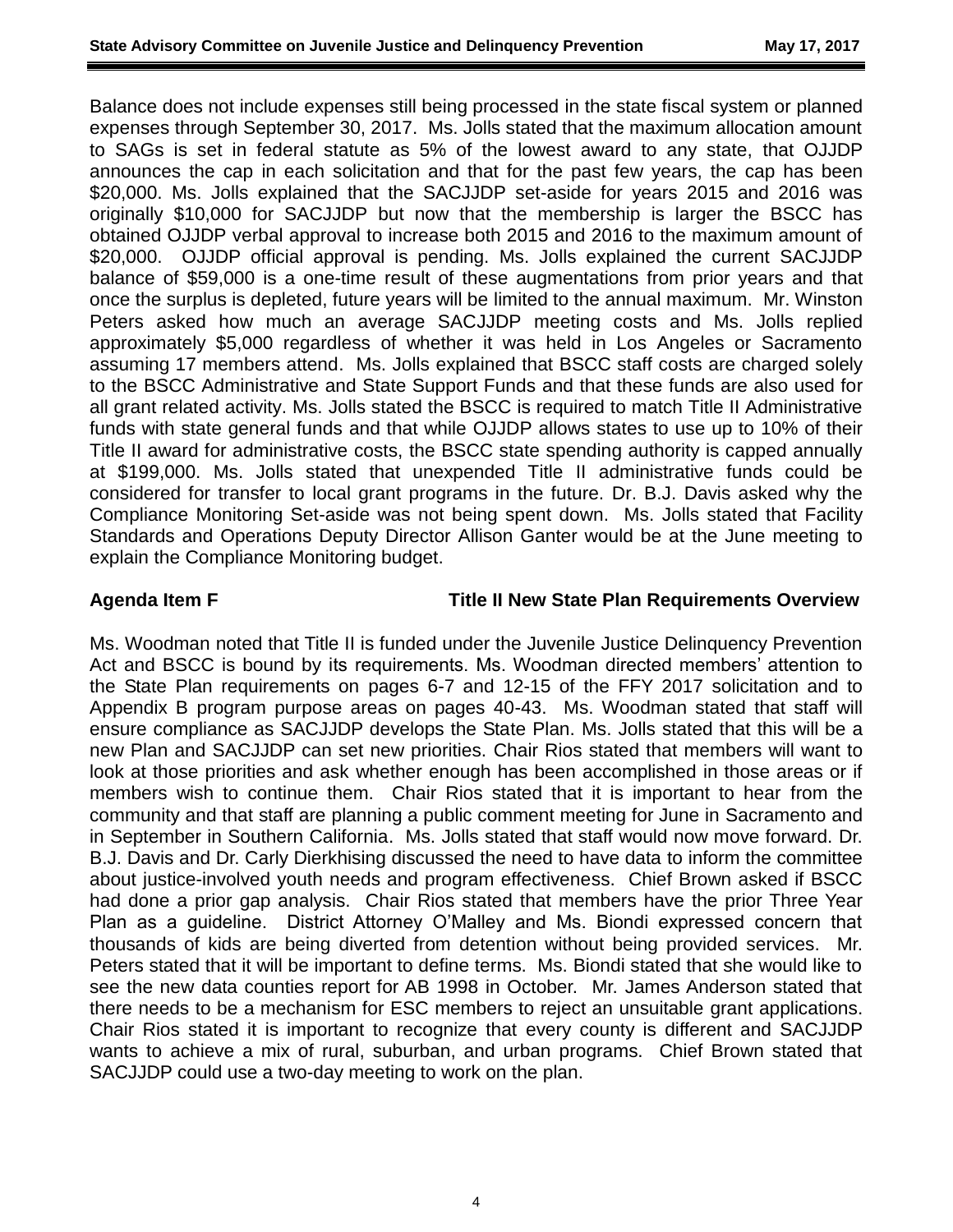Balance does not include expenses still being processed in the state fiscal system or planned expenses through September 30, 2017. Ms. Jolls stated that the maximum allocation amount to SAGs is set in federal statute as 5% of the lowest award to any state, that OJJDP announces the cap in each solicitation and that for the past few years, the cap has been $20,000. Ms. Jolls explained that the SACJJDP set-aside for years 2015 and 2016 was originally $10,000 for SACJJDP but now that the membership is larger the BSCC has obtained OJJDP verbal approval to increase both 2015 and 2016 to the maximum amount of $20,000. OJJDP official approval is pending. Ms. Jolls explained the current SACJJDP balance of $59,000 is a one-time result of these augmentations from prior years and that once the surplus is depleted, future years will be limited to the annual maximum. Mr. Winston Peters asked how much an average SACJJDP meeting costs and Ms. Jolls replied approximately $5,000 regardless of whether it was held in Los Angeles or Sacramento assuming 17 members attend. Ms. Jolls explained that BSCC staff costs are charged solely to the BSCC Administrative and State Support Funds and that these funds are also used for all grant related activity. Ms. Jolls stated the BSCC is required to match Title II Administrative funds with state general funds and that while OJJDP allows states to use up to 10% of their Title II award for administrative costs, the BSCC state spending authority is capped annually at $199,000. Ms. Jolls stated that unexpended Title II administrative funds could be considered for transfer to local grant programs in the future. Dr. B.J. Davis asked why the Compliance Monitoring Set-aside was not being spent down. Ms. Jolls stated that Facility Standards and Operations Deputy Director Allison Ganter would be at the June meeting to explain the Compliance Monitoring budget.

**Agenda Item F — Title II New State Plan Requirements Overview**

Ms. Woodman noted that Title II is funded under the Juvenile Justice Delinquency Prevention Act and BSCC is bound by its requirements. Ms. Woodman directed members' attention to the State Plan requirements on pages 6-7 and 12-15 of the FFY 2017 solicitation and to Appendix B program purpose areas on pages 40-43. Ms. Woodman stated that staff will ensure compliance as SACJJDP develops the State Plan. Ms. Jolls stated that this will be a new Plan and SACJJDP can set new priorities. Chair Rios stated that members will want to look at those priorities and ask whether enough has been accomplished in those areas or if members wish to continue them. Chair Rios stated that it is important to hear from the community and that staff are planning a public comment meeting for June in Sacramento and in September in Southern California. Ms. Jolls stated that staff would now move forward. Dr. B.J. Davis and Dr. Carly Dierkhising discussed the need to have data to inform the committee about justice-involved youth needs and program effectiveness. Chief Brown asked if BSCC had done a prior gap analysis. Chair Rios stated that members have the prior Three Year Plan as a guideline. District Attorney O'Malley and Ms. Biondi expressed concern that thousands of kids are being diverted from detention without being provided services. Mr. Peters stated that it will be important to define terms. Ms. Biondi stated that she would like to see the new data counties report for AB 1998 in October. Mr. James Anderson stated that there needs to be a mechanism for ESC members to reject an unsuitable grant applications. Chair Rios stated it is important to recognize that every county is different and SACJJDP wants to achieve a mix of rural, suburban, and urban programs. Chief Brown stated that SACJJDP could use a two-day meeting to work on the plan.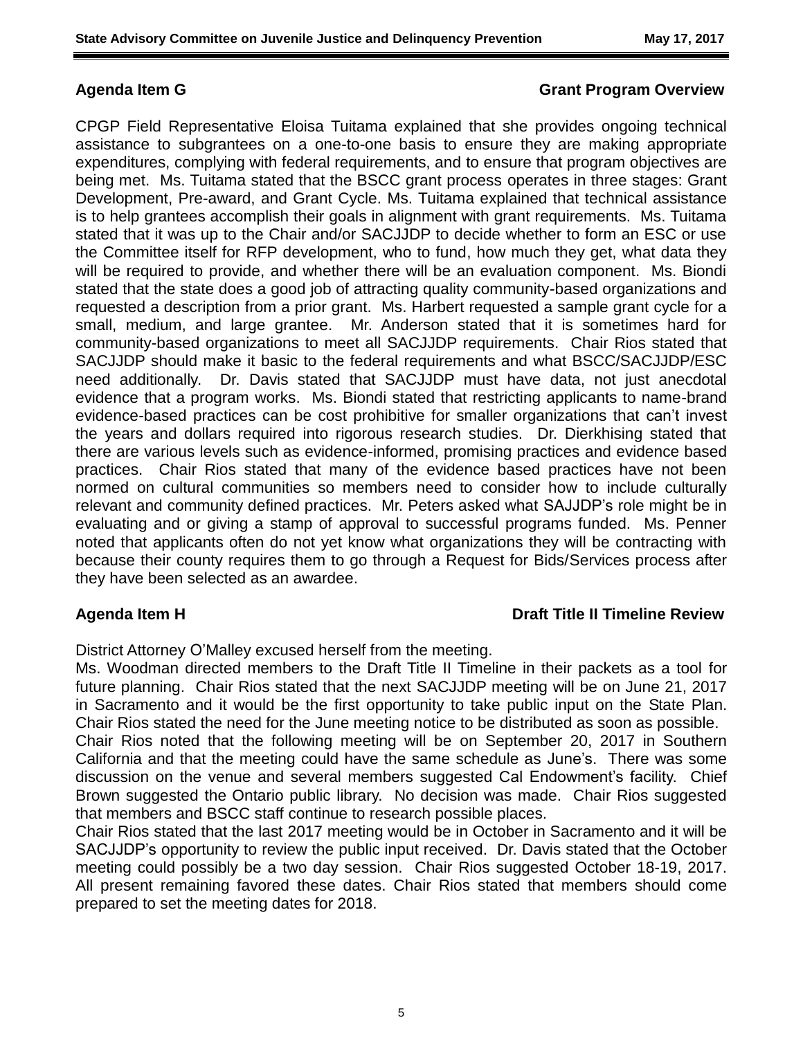## Agenda Item G — Grant Program Overview

CPGP Field Representative Eloisa Tuitama explained that she provides ongoing technical assistance to subgrantees on a one-to-one basis to ensure they are making appropriate expenditures, complying with federal requirements, and to ensure that program objectives are being met. Ms. Tuitama stated that the BSCC grant process operates in three stages: Grant Development, Pre-award, and Grant Cycle. Ms. Tuitama explained that technical assistance is to help grantees accomplish their goals in alignment with grant requirements. Ms. Tuitama stated that it was up to the Chair and/or SACJJDP to decide whether to form an ESC or use the Committee itself for RFP development, who to fund, how much they get, what data they will be required to provide, and whether there will be an evaluation component. Ms. Biondi stated that the state does a good job of attracting quality community-based organizations and requested a description from a prior grant. Ms. Harbert requested a sample grant cycle for a small, medium, and large grantee. Mr. Anderson stated that it is sometimes hard for community-based organizations to meet all SACJJDP requirements. Chair Rios stated that SACJJDP should make it basic to the federal requirements and what BSCC/SACJJDP/ESC need additionally. Dr. Davis stated that SACJJDP must have data, not just anecdotal evidence that a program works. Ms. Biondi stated that restricting applicants to name-brand evidence-based practices can be cost prohibitive for smaller organizations that can't invest the years and dollars required into rigorous research studies. Dr. Dierkhising stated that there are various levels such as evidence-informed, promising practices and evidence based practices. Chair Rios stated that many of the evidence based practices have not been normed on cultural communities so members need to consider how to include culturally relevant and community defined practices. Mr. Peters asked what SAJJDP's role might be in evaluating and or giving a stamp of approval to successful programs funded. Ms. Penner noted that applicants often do not yet know what organizations they will be contracting with because their county requires them to go through a Request for Bids/Services process after they have been selected as an awardee.

## Agenda Item H — Draft Title II Timeline Review

District Attorney O'Malley excused herself from the meeting.

Ms. Woodman directed members to the Draft Title II Timeline in their packets as a tool for future planning. Chair Rios stated that the next SACJJDP meeting will be on June 21, 2017 in Sacramento and it would be the first opportunity to take public input on the State Plan. Chair Rios stated the need for the June meeting notice to be distributed as soon as possible.

Chair Rios noted that the following meeting will be on September 20, 2017 in Southern California and that the meeting could have the same schedule as June's. There was some discussion on the venue and several members suggested Cal Endowment's facility. Chief Brown suggested the Ontario public library. No decision was made. Chair Rios suggested that members and BSCC staff continue to research possible places.

Chair Rios stated that the last 2017 meeting would be in October in Sacramento and it will be SACJJDP's opportunity to review the public input received. Dr. Davis stated that the October meeting could possibly be a two day session. Chair Rios suggested October 18-19, 2017. All present remaining favored these dates. Chair Rios stated that members should come prepared to set the meeting dates for 2018.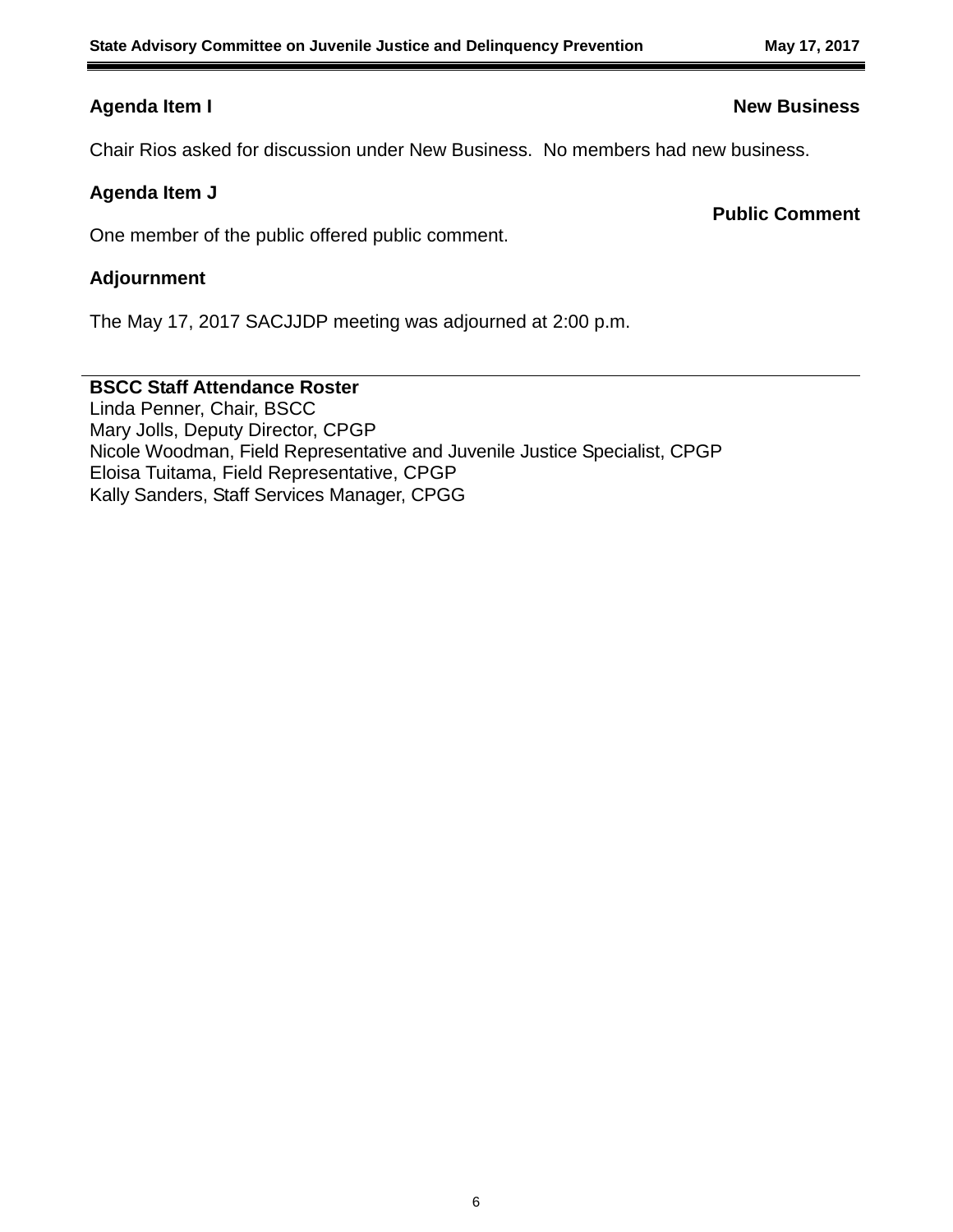**Agenda Item I** **New Business**

Chair Rios asked for discussion under New Business. No members had new business.

**Agenda Item J** **Public Comment**

One member of the public offered public comment.

**Adjournment**

The May 17, 2017 SACJJDP meeting was adjourned at 2:00 p.m.

---

**BSCC Staff Attendance Roster**
Linda Penner, Chair, BSCC
Mary Jolls, Deputy Director, CPGP
Nicole Woodman, Field Representative and Juvenile Justice Specialist, CPGP
Eloisa Tuitama, Field Representative, CPGP
Kally Sanders, Staff Services Manager, CPGG